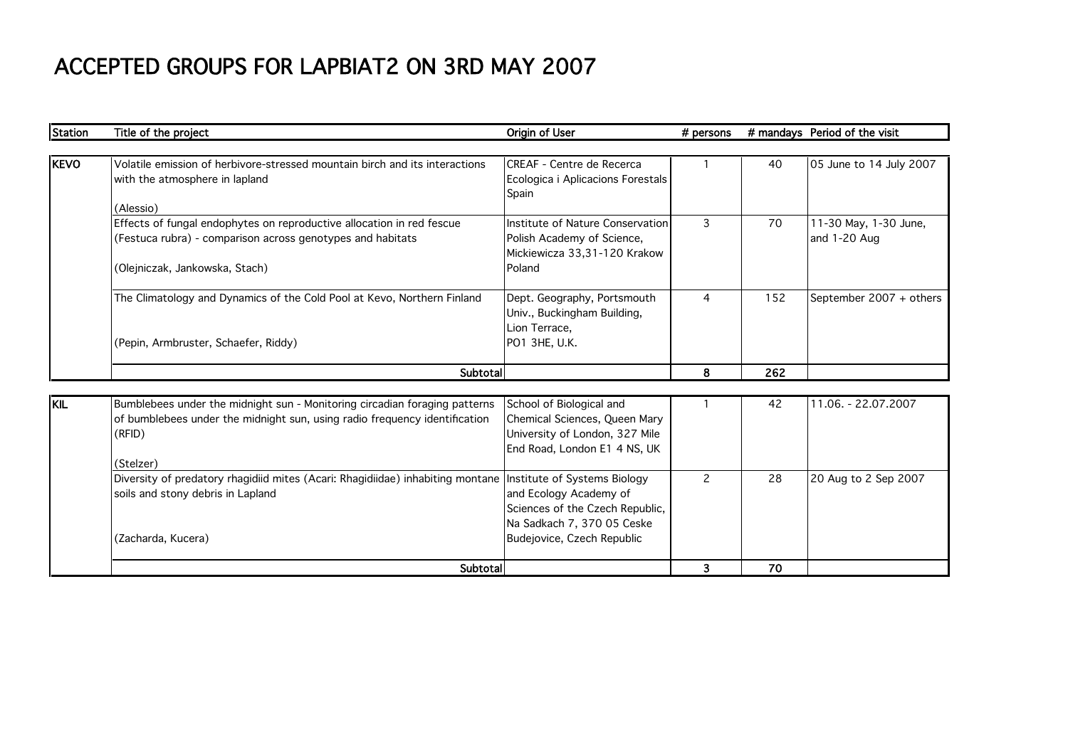# ACCEPTED GROUPS FOR LAPBIAT2 ON 3RD MAY 2007

| Station | Title of the project | Origin of User | # persons | # mandays | Period of the visit |
|---|---|---|---|---|---|
| KEVO | Volatile emission of herbivore-stressed mountain birch and its interactions with the atmosphere in lapland (Alessio) | CREAF - Centre de Recerca Ecologica i Aplicacions Forestals Spain | 1 | 40 | 05 June to 14 July 2007 |
| | Effects of fungal endophytes on reproductive allocation in red fescue (Festuca rubra) - comparison across genotypes and habitats (Olejniczak, Jankowska, Stach) | Institute of Nature Conservation Polish Academy of Science, Mickiewicza 33,31-120 Krakow Poland | 3 | 70 | 11-30 May, 1-30 June, and 1-20 Aug |
| | The Climatology and Dynamics of the Cold Pool at Kevo, Northern Finland (Pepin, Armbruster, Schaefer, Riddy) | Dept. Geography, Portsmouth Univ., Buckingham Building, Lion Terrace, PO1 3HE, U.K. | 4 | 152 | September 2007 + others |
| | **Subtotal** | | **8** | **262** | |
| KIL | Bumblebees under the midnight sun - Monitoring circadian foraging patterns of bumblebees under the midnight sun, using radio frequency identification (RFID) (Stelzer) | School of Biological and Chemical Sciences, Queen Mary University of London, 327 Mile End Road, London E1 4 NS, UK | 1 | 42 | 11.06. - 22.07.2007 |
| | Diversity of predatory rhagidiid mites (Acari: Rhagidiidae) inhabiting montane soils and stony debris in Lapland (Zacharda, Kucera) | Institute of Systems Biology and Ecology Academy of Sciences of the Czech Republic, Na Sadkach 7, 370 05 Ceske Budejovice, Czech Republic | 2 | 28 | 20 Aug to 2 Sep 2007 |
| | **Subtotal** | | **3** | **70** | |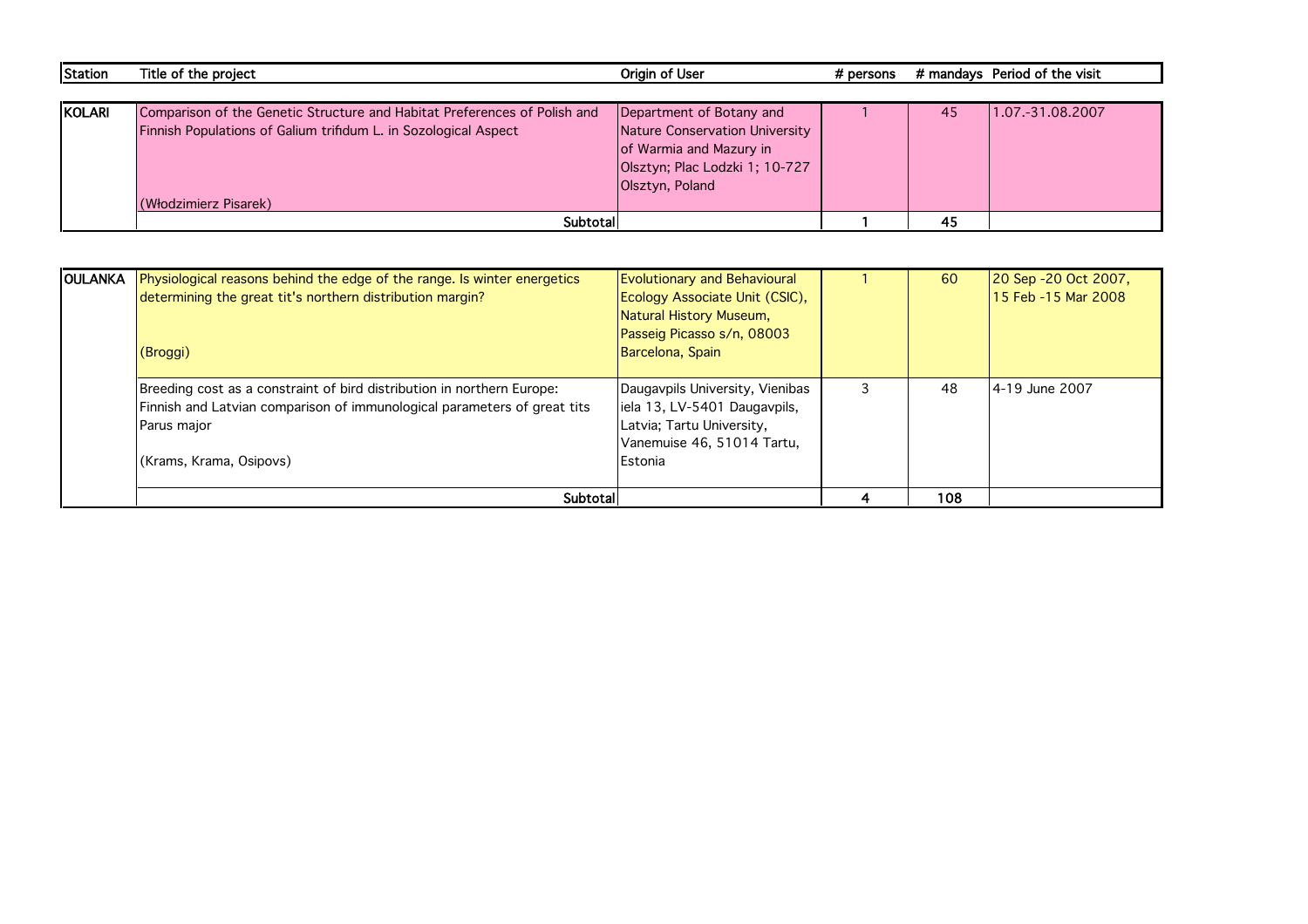| Station | Title of the project | Origin of User | # persons | # mandays | Period of the visit |
|---|---|---|---|---|---|
| KOLARI | Comparison of the Genetic Structure and Habitat Preferences of Polish and Finnish Populations of Galium trifidum L. in Sozological Aspect (Włodzimierz Pisarek) | Department of Botany and Nature Conservation University of Warmia and Mazury in Olsztyn; Plac Lodzki 1; 10-727 Olsztyn, Poland | 1 | 45 | 1.07.-31.08.2007 |
| | Subtotal | | 1 | 45 | |

| Station | Title of the project | Origin of User | # persons | # mandays | Period of the visit |
|---|---|---|---|---|---|
| OULANKA | Physiological reasons behind the edge of the range. Is winter energetics determining the great tit's northern distribution margin? (Broggi) | Evolutionary and Behavioural Ecology Associate Unit (CSIC), Natural History Museum, Passeig Picasso s/n, 08003 Barcelona, Spain | 1 | 60 | 20 Sep -20 Oct 2007, 15 Feb -15 Mar 2008 |
| | Breeding cost as a constraint of bird distribution in northern Europe: Finnish and Latvian comparison of immunological parameters of great tits Parus major (Krams, Krama, Osipovs) | Daugavpils University, Vienibas iela 13, LV-5401 Daugavpils, Latvia; Tartu University, Vanemuise 46, 51014 Tartu, Estonia | 3 | 48 | 4-19 June 2007 |
| | Subtotal | | 4 | 108 | |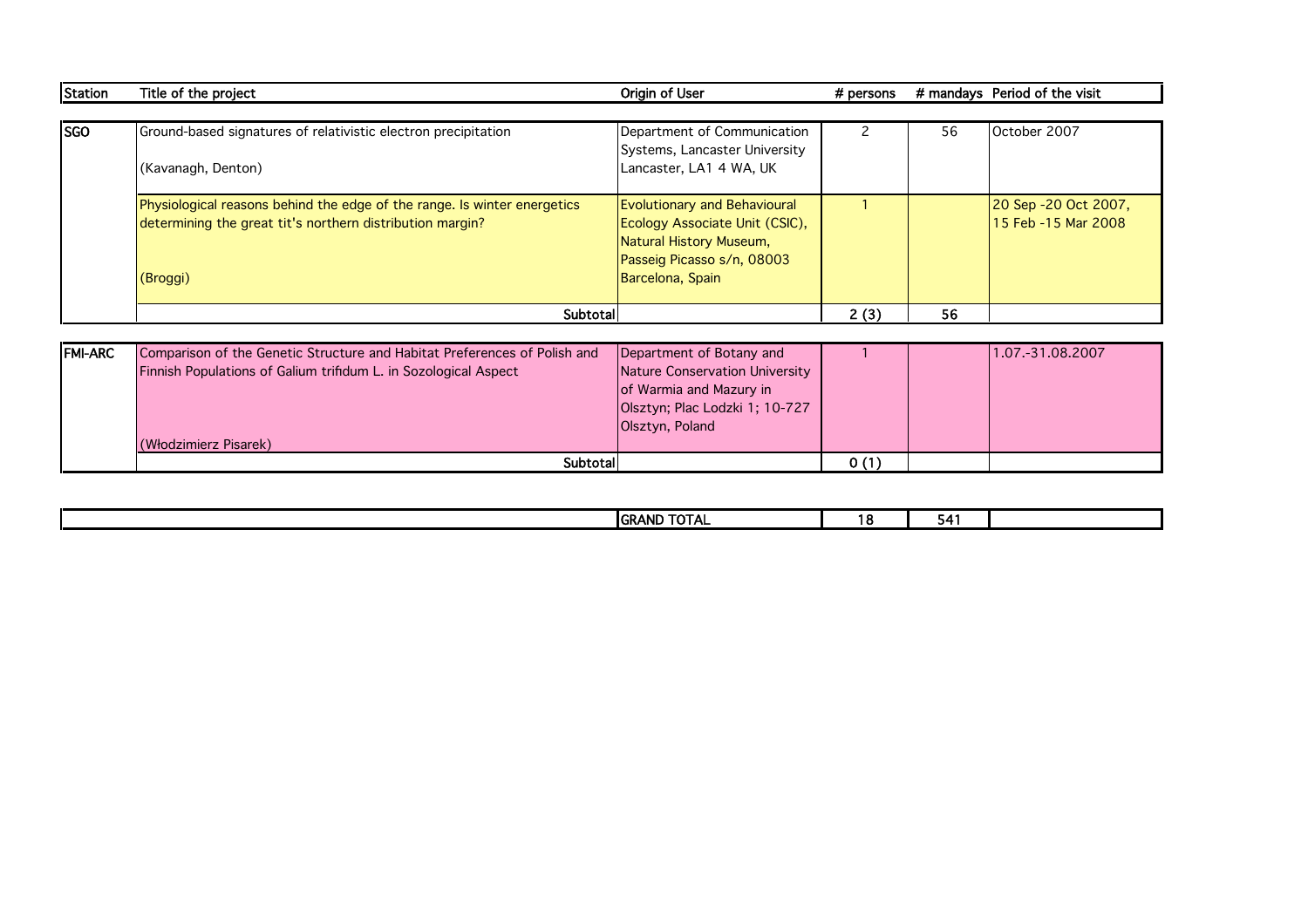| Station | Title of the project | Origin of User | # persons | # mandays | Period of the visit |
|---|---|---|---|---|---|
| SGO | Ground-based signatures of relativistic electron precipitation (Kavanagh, Denton) | Department of Communication Systems, Lancaster University Lancaster, LA1 4 WA, UK | 2 | 56 | October 2007 |
| | Physiological reasons behind the edge of the range. Is winter energetics determining the great tit's northern distribution margin? (Broggi) | Evolutionary and Behavioural Ecology Associate Unit (CSIC), Natural History Museum, Passeig Picasso s/n, 08003 Barcelona, Spain | 1 | | 20 Sep -20 Oct 2007, 15 Feb -15 Mar 2008 |
| | Subtotal | | 2 (3) | 56 | |
| FMI-ARC | Comparison of the Genetic Structure and Habitat Preferences of Polish and Finnish Populations of Galium trifidum L. in Sozological Aspect (Włodzimierz Pisarek) | Department of Botany and Nature Conservation University of Warmia and Mazury in Olsztyn; Plac Lodzki 1; 10-727 Olsztyn, Poland | 1 | | 1.07.-31.08.2007 |
| | Subtotal | | 0 (1) | | |
| | | GRAND TOTAL | 18 | 541 | |